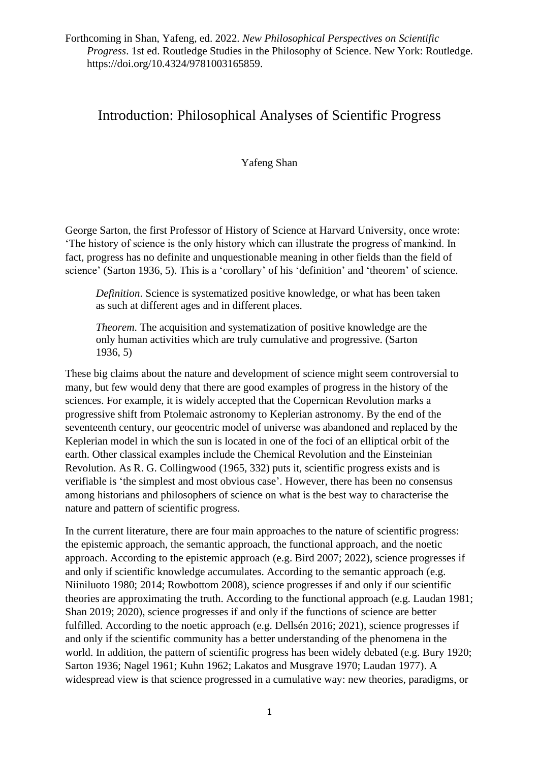Forthcoming in Shan, Yafeng, ed. 2022. *New Philosophical Perspectives on Scientific Progress*. 1st ed. Routledge Studies in the Philosophy of Science. New York: Routledge. https://doi.org/10.4324/9781003165859.

# Introduction: Philosophical Analyses of Scientific Progress

Yafeng Shan

George Sarton, the first Professor of History of Science at Harvard University, once wrote: 'The history of science is the only history which can illustrate the progress of mankind. In fact, progress has no definite and unquestionable meaning in other fields than the field of science' (Sarton 1936, 5). This is a 'corollary' of his 'definition' and 'theorem' of science.

> *Definition*. Science is systematized positive knowledge, or what has been taken as such at different ages and in different places.
>
> *Theorem.* The acquisition and systematization of positive knowledge are the only human activities which are truly cumulative and progressive. (Sarton 1936, 5)

These big claims about the nature and development of science might seem controversial to many, but few would deny that there are good examples of progress in the history of the sciences. For example, it is widely accepted that the Copernican Revolution marks a progressive shift from Ptolemaic astronomy to Keplerian astronomy. By the end of the seventeenth century, our geocentric model of universe was abandoned and replaced by the Keplerian model in which the sun is located in one of the foci of an elliptical orbit of the earth. Other classical examples include the Chemical Revolution and the Einsteinian Revolution. As R. G. Collingwood (1965, 332) puts it, scientific progress exists and is verifiable is 'the simplest and most obvious case'. However, there has been no consensus among historians and philosophers of science on what is the best way to characterise the nature and pattern of scientific progress.

In the current literature, there are four main approaches to the nature of scientific progress: the epistemic approach, the semantic approach, the functional approach, and the noetic approach. According to the epistemic approach (e.g. Bird 2007; 2022), science progresses if and only if scientific knowledge accumulates. According to the semantic approach (e.g. Niiniluoto 1980; 2014; Rowbottom 2008), science progresses if and only if our scientific theories are approximating the truth. According to the functional approach (e.g. Laudan 1981; Shan 2019; 2020), science progresses if and only if the functions of science are better fulfilled. According to the noetic approach (e.g. Dellsén 2016; 2021), science progresses if and only if the scientific community has a better understanding of the phenomena in the world. In addition, the pattern of scientific progress has been widely debated (e.g. Bury 1920; Sarton 1936; Nagel 1961; Kuhn 1962; Lakatos and Musgrave 1970; Laudan 1977). A widespread view is that science progressed in a cumulative way: new theories, paradigms, or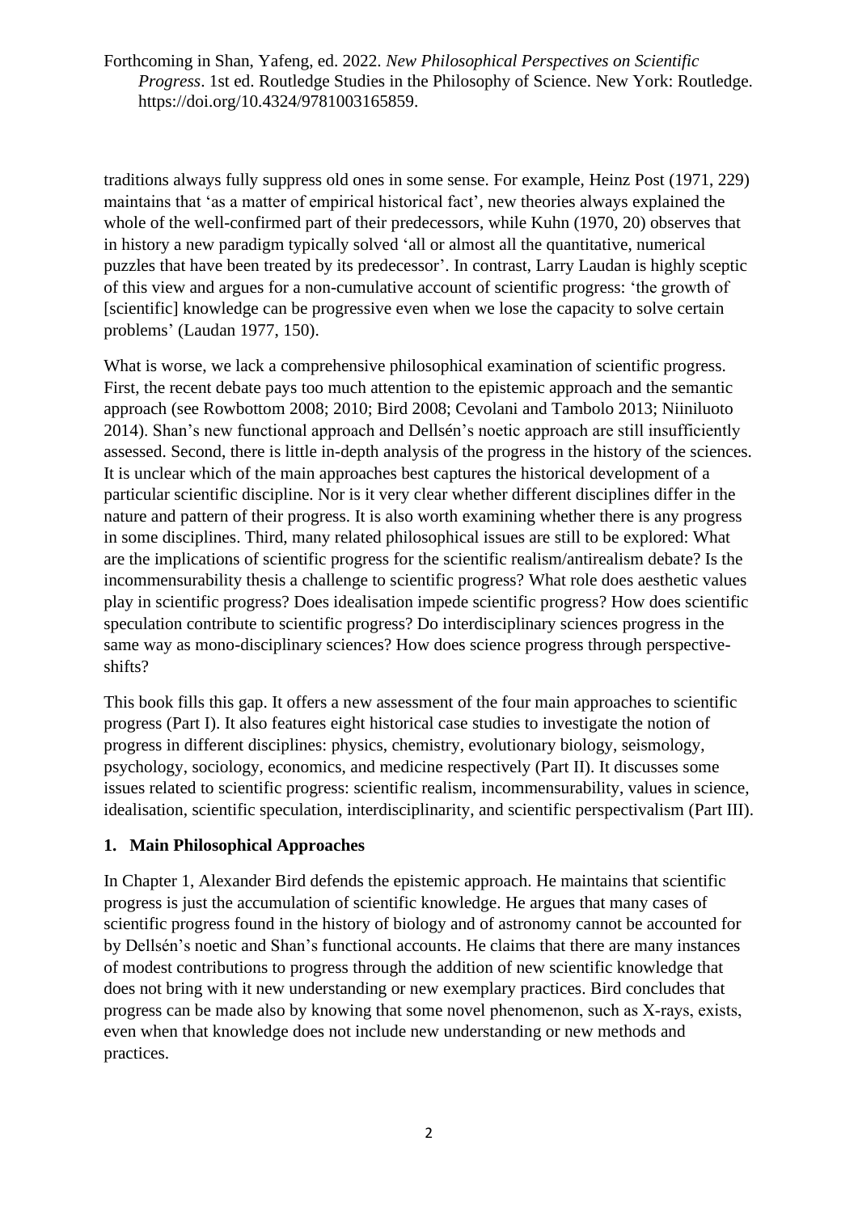traditions always fully suppress old ones in some sense. For example, Heinz Post (1971, 229) maintains that 'as a matter of empirical historical fact', new theories always explained the whole of the well-confirmed part of their predecessors, while Kuhn (1970, 20) observes that in history a new paradigm typically solved 'all or almost all the quantitative, numerical puzzles that have been treated by its predecessor'. In contrast, Larry Laudan is highly sceptic of this view and argues for a non-cumulative account of scientific progress: 'the growth of [scientific] knowledge can be progressive even when we lose the capacity to solve certain problems' (Laudan 1977, 150).

What is worse, we lack a comprehensive philosophical examination of scientific progress. First, the recent debate pays too much attention to the epistemic approach and the semantic approach (see Rowbottom 2008; 2010; Bird 2008; Cevolani and Tambolo 2013; Niiniluoto 2014). Shan's new functional approach and Dellsén's noetic approach are still insufficiently assessed. Second, there is little in-depth analysis of the progress in the history of the sciences. It is unclear which of the main approaches best captures the historical development of a particular scientific discipline. Nor is it very clear whether different disciplines differ in the nature and pattern of their progress. It is also worth examining whether there is any progress in some disciplines. Third, many related philosophical issues are still to be explored: What are the implications of scientific progress for the scientific realism/antirealism debate? Is the incommensurability thesis a challenge to scientific progress? What role does aesthetic values play in scientific progress? Does idealisation impede scientific progress? How does scientific speculation contribute to scientific progress? Do interdisciplinary sciences progress in the same way as mono-disciplinary sciences? How does science progress through perspective-shifts?

This book fills this gap. It offers a new assessment of the four main approaches to scientific progress (Part I). It also features eight historical case studies to investigate the notion of progress in different disciplines: physics, chemistry, evolutionary biology, seismology, psychology, sociology, economics, and medicine respectively (Part II). It discusses some issues related to scientific progress: scientific realism, incommensurability, values in science, idealisation, scientific speculation, interdisciplinarity, and scientific perspectivalism (Part III).

## 1. Main Philosophical Approaches

In Chapter 1, Alexander Bird defends the epistemic approach. He maintains that scientific progress is just the accumulation of scientific knowledge. He argues that many cases of scientific progress found in the history of biology and of astronomy cannot be accounted for by Dellsén's noetic and Shan's functional accounts. He claims that there are many instances of modest contributions to progress through the addition of new scientific knowledge that does not bring with it new understanding or new exemplary practices. Bird concludes that progress can be made also by knowing that some novel phenomenon, such as X-rays, exists, even when that knowledge does not include new understanding or new methods and practices.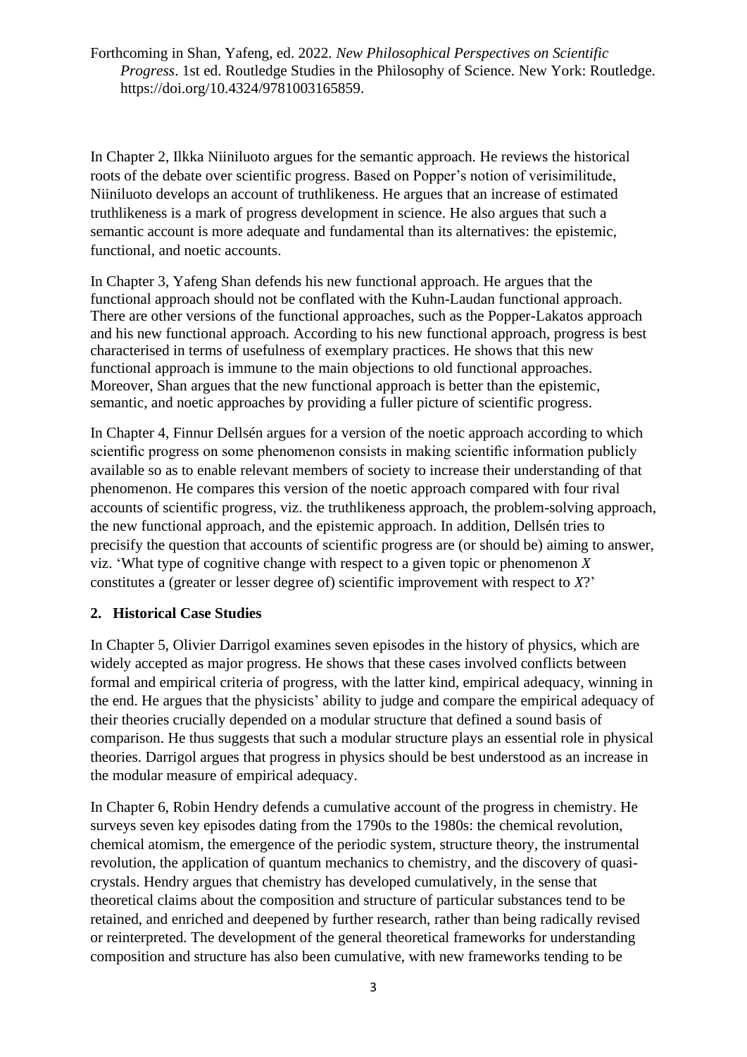Forthcoming in Shan, Yafeng, ed. 2022. *New Philosophical Perspectives on Scientific Progress*. 1st ed. Routledge Studies in the Philosophy of Science. New York: Routledge. https://doi.org/10.4324/9781003165859.

In Chapter 2, Ilkka Niiniluoto argues for the semantic approach. He reviews the historical roots of the debate over scientific progress. Based on Popper's notion of verisimilitude, Niiniluoto develops an account of truthlikeness. He argues that an increase of estimated truthlikeness is a mark of progress development in science. He also argues that such a semantic account is more adequate and fundamental than its alternatives: the epistemic, functional, and noetic accounts.

In Chapter 3, Yafeng Shan defends his new functional approach. He argues that the functional approach should not be conflated with the Kuhn-Laudan functional approach. There are other versions of the functional approaches, such as the Popper-Lakatos approach and his new functional approach. According to his new functional approach, progress is best characterised in terms of usefulness of exemplary practices. He shows that this new functional approach is immune to the main objections to old functional approaches. Moreover, Shan argues that the new functional approach is better than the epistemic, semantic, and noetic approaches by providing a fuller picture of scientific progress.

In Chapter 4, Finnur Dellsén argues for a version of the noetic approach according to which scientific progress on some phenomenon consists in making scientific information publicly available so as to enable relevant members of society to increase their understanding of that phenomenon. He compares this version of the noetic approach compared with four rival accounts of scientific progress, viz. the truthlikeness approach, the problem-solving approach, the new functional approach, and the epistemic approach. In addition, Dellsén tries to precisify the question that accounts of scientific progress are (or should be) aiming to answer, viz. 'What type of cognitive change with respect to a given topic or phenomenon *X* constitutes a (greater or lesser degree of) scientific improvement with respect to *X*?'

## 2. Historical Case Studies

In Chapter 5, Olivier Darrigol examines seven episodes in the history of physics, which are widely accepted as major progress. He shows that these cases involved conflicts between formal and empirical criteria of progress, with the latter kind, empirical adequacy, winning in the end. He argues that the physicists' ability to judge and compare the empirical adequacy of their theories crucially depended on a modular structure that defined a sound basis of comparison. He thus suggests that such a modular structure plays an essential role in physical theories. Darrigol argues that progress in physics should be best understood as an increase in the modular measure of empirical adequacy.

In Chapter 6, Robin Hendry defends a cumulative account of the progress in chemistry. He surveys seven key episodes dating from the 1790s to the 1980s: the chemical revolution, chemical atomism, the emergence of the periodic system, structure theory, the instrumental revolution, the application of quantum mechanics to chemistry, and the discovery of quasi-crystals. Hendry argues that chemistry has developed cumulatively, in the sense that theoretical claims about the composition and structure of particular substances tend to be retained, and enriched and deepened by further research, rather than being radically revised or reinterpreted. The development of the general theoretical frameworks for understanding composition and structure has also been cumulative, with new frameworks tending to be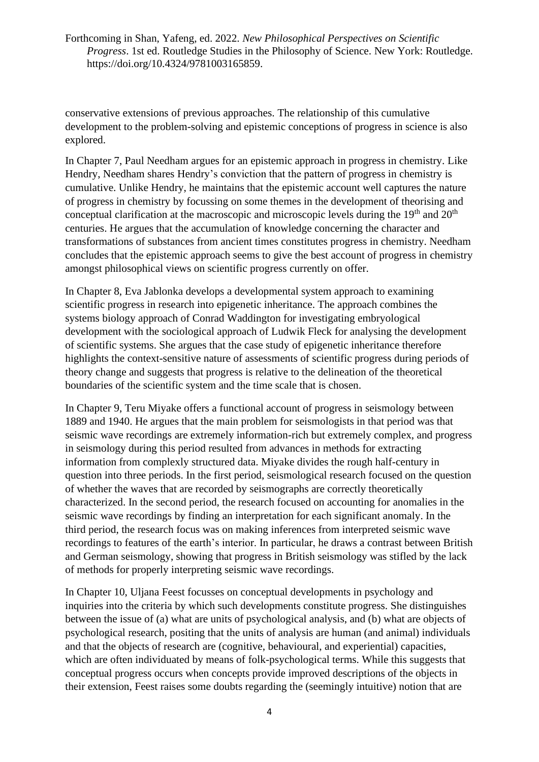conservative extensions of previous approaches. The relationship of this cumulative development to the problem-solving and epistemic conceptions of progress in science is also explored.

In Chapter 7, Paul Needham argues for an epistemic approach in progress in chemistry. Like Hendry, Needham shares Hendry's conviction that the pattern of progress in chemistry is cumulative. Unlike Hendry, he maintains that the epistemic account well captures the nature of progress in chemistry by focussing on some themes in the development of theorising and conceptual clarification at the macroscopic and microscopic levels during the 19th and 20th centuries. He argues that the accumulation of knowledge concerning the character and transformations of substances from ancient times constitutes progress in chemistry. Needham concludes that the epistemic approach seems to give the best account of progress in chemistry amongst philosophical views on scientific progress currently on offer.

In Chapter 8, Eva Jablonka develops a developmental system approach to examining scientific progress in research into epigenetic inheritance. The approach combines the systems biology approach of Conrad Waddington for investigating embryological development with the sociological approach of Ludwik Fleck for analysing the development of scientific systems. She argues that the case study of epigenetic inheritance therefore highlights the context-sensitive nature of assessments of scientific progress during periods of theory change and suggests that progress is relative to the delineation of the theoretical boundaries of the scientific system and the time scale that is chosen.

In Chapter 9, Teru Miyake offers a functional account of progress in seismology between 1889 and 1940. He argues that the main problem for seismologists in that period was that seismic wave recordings are extremely information-rich but extremely complex, and progress in seismology during this period resulted from advances in methods for extracting information from complexly structured data. Miyake divides the rough half-century in question into three periods. In the first period, seismological research focused on the question of whether the waves that are recorded by seismographs are correctly theoretically characterized. In the second period, the research focused on accounting for anomalies in the seismic wave recordings by finding an interpretation for each significant anomaly. In the third period, the research focus was on making inferences from interpreted seismic wave recordings to features of the earth's interior. In particular, he draws a contrast between British and German seismology, showing that progress in British seismology was stifled by the lack of methods for properly interpreting seismic wave recordings.

In Chapter 10, Uljana Feest focusses on conceptual developments in psychology and inquiries into the criteria by which such developments constitute progress. She distinguishes between the issue of (a) what are units of psychological analysis, and (b) what are objects of psychological research, positing that the units of analysis are human (and animal) individuals and that the objects of research are (cognitive, behavioural, and experiential) capacities, which are often individuated by means of folk-psychological terms. While this suggests that conceptual progress occurs when concepts provide improved descriptions of the objects in their extension, Feest raises some doubts regarding the (seemingly intuitive) notion that are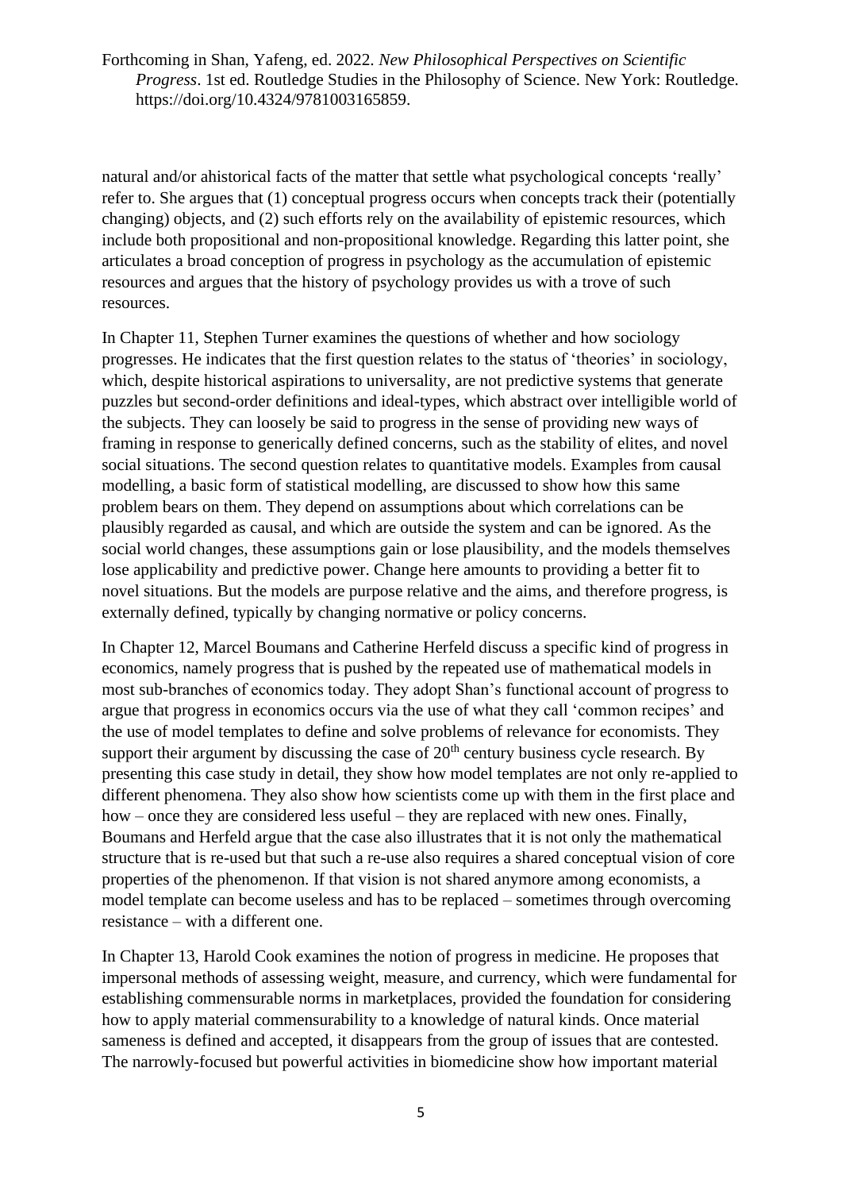natural and/or ahistorical facts of the matter that settle what psychological concepts 'really' refer to. She argues that (1) conceptual progress occurs when concepts track their (potentially changing) objects, and (2) such efforts rely on the availability of epistemic resources, which include both propositional and non-propositional knowledge. Regarding this latter point, she articulates a broad conception of progress in psychology as the accumulation of epistemic resources and argues that the history of psychology provides us with a trove of such resources.

In Chapter 11, Stephen Turner examines the questions of whether and how sociology progresses. He indicates that the first question relates to the status of 'theories' in sociology, which, despite historical aspirations to universality, are not predictive systems that generate puzzles but second-order definitions and ideal-types, which abstract over intelligible world of the subjects. They can loosely be said to progress in the sense of providing new ways of framing in response to generically defined concerns, such as the stability of elites, and novel social situations. The second question relates to quantitative models. Examples from causal modelling, a basic form of statistical modelling, are discussed to show how this same problem bears on them. They depend on assumptions about which correlations can be plausibly regarded as causal, and which are outside the system and can be ignored. As the social world changes, these assumptions gain or lose plausibility, and the models themselves lose applicability and predictive power. Change here amounts to providing a better fit to novel situations. But the models are purpose relative and the aims, and therefore progress, is externally defined, typically by changing normative or policy concerns.

In Chapter 12, Marcel Boumans and Catherine Herfeld discuss a specific kind of progress in economics, namely progress that is pushed by the repeated use of mathematical models in most sub-branches of economics today. They adopt Shan's functional account of progress to argue that progress in economics occurs via the use of what they call 'common recipes' and the use of model templates to define and solve problems of relevance for economists. They support their argument by discussing the case of 20th century business cycle research. By presenting this case study in detail, they show how model templates are not only re-applied to different phenomena. They also show how scientists come up with them in the first place and how – once they are considered less useful – they are replaced with new ones. Finally, Boumans and Herfeld argue that the case also illustrates that it is not only the mathematical structure that is re-used but that such a re-use also requires a shared conceptual vision of core properties of the phenomenon. If that vision is not shared anymore among economists, a model template can become useless and has to be replaced – sometimes through overcoming resistance – with a different one.

In Chapter 13, Harold Cook examines the notion of progress in medicine. He proposes that impersonal methods of assessing weight, measure, and currency, which were fundamental for establishing commensurable norms in marketplaces, provided the foundation for considering how to apply material commensurability to a knowledge of natural kinds. Once material sameness is defined and accepted, it disappears from the group of issues that are contested. The narrowly-focused but powerful activities in biomedicine show how important material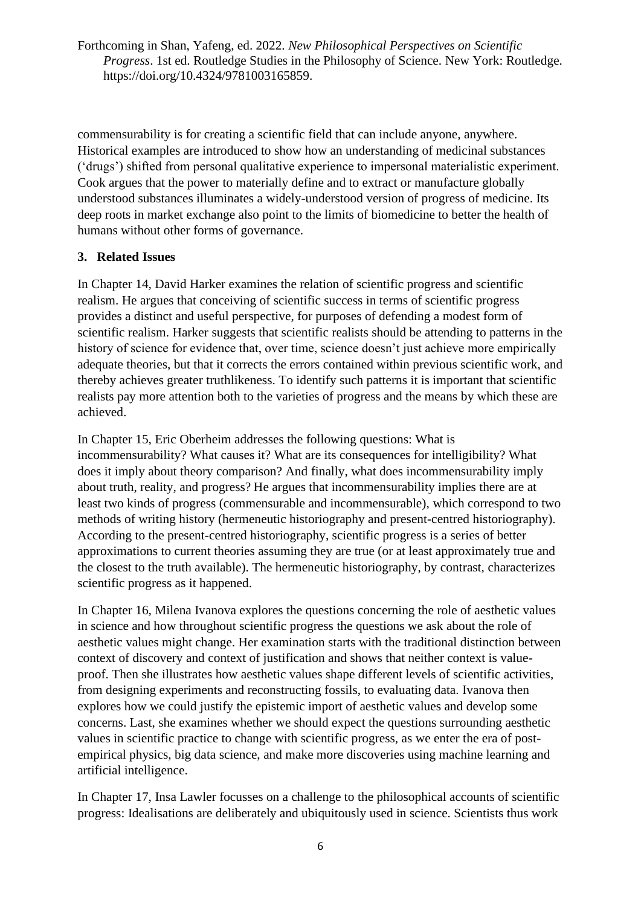commensurability is for creating a scientific field that can include anyone, anywhere. Historical examples are introduced to show how an understanding of medicinal substances ('drugs') shifted from personal qualitative experience to impersonal materialistic experiment. Cook argues that the power to materially define and to extract or manufacture globally understood substances illuminates a widely-understood version of progress of medicine. Its deep roots in market exchange also point to the limits of biomedicine to better the health of humans without other forms of governance.

## 3. Related Issues

In Chapter 14, David Harker examines the relation of scientific progress and scientific realism. He argues that conceiving of scientific success in terms of scientific progress provides a distinct and useful perspective, for purposes of defending a modest form of scientific realism. Harker suggests that scientific realists should be attending to patterns in the history of science for evidence that, over time, science doesn't just achieve more empirically adequate theories, but that it corrects the errors contained within previous scientific work, and thereby achieves greater truthlikeness. To identify such patterns it is important that scientific realists pay more attention both to the varieties of progress and the means by which these are achieved.

In Chapter 15, Eric Oberheim addresses the following questions: What is incommensurability? What causes it? What are its consequences for intelligibility? What does it imply about theory comparison? And finally, what does incommensurability imply about truth, reality, and progress? He argues that incommensurability implies there are at least two kinds of progress (commensurable and incommensurable), which correspond to two methods of writing history (hermeneutic historiography and present-centred historiography). According to the present-centred historiography, scientific progress is a series of better approximations to current theories assuming they are true (or at least approximately true and the closest to the truth available). The hermeneutic historiography, by contrast, characterizes scientific progress as it happened.

In Chapter 16, Milena Ivanova explores the questions concerning the role of aesthetic values in science and how throughout scientific progress the questions we ask about the role of aesthetic values might change. Her examination starts with the traditional distinction between context of discovery and context of justification and shows that neither context is value-proof. Then she illustrates how aesthetic values shape different levels of scientific activities, from designing experiments and reconstructing fossils, to evaluating data. Ivanova then explores how we could justify the epistemic import of aesthetic values and develop some concerns. Last, she examines whether we should expect the questions surrounding aesthetic values in scientific practice to change with scientific progress, as we enter the era of post-empirical physics, big data science, and make more discoveries using machine learning and artificial intelligence.

In Chapter 17, Insa Lawler focusses on a challenge to the philosophical accounts of scientific progress: Idealisations are deliberately and ubiquitously used in science. Scientists thus work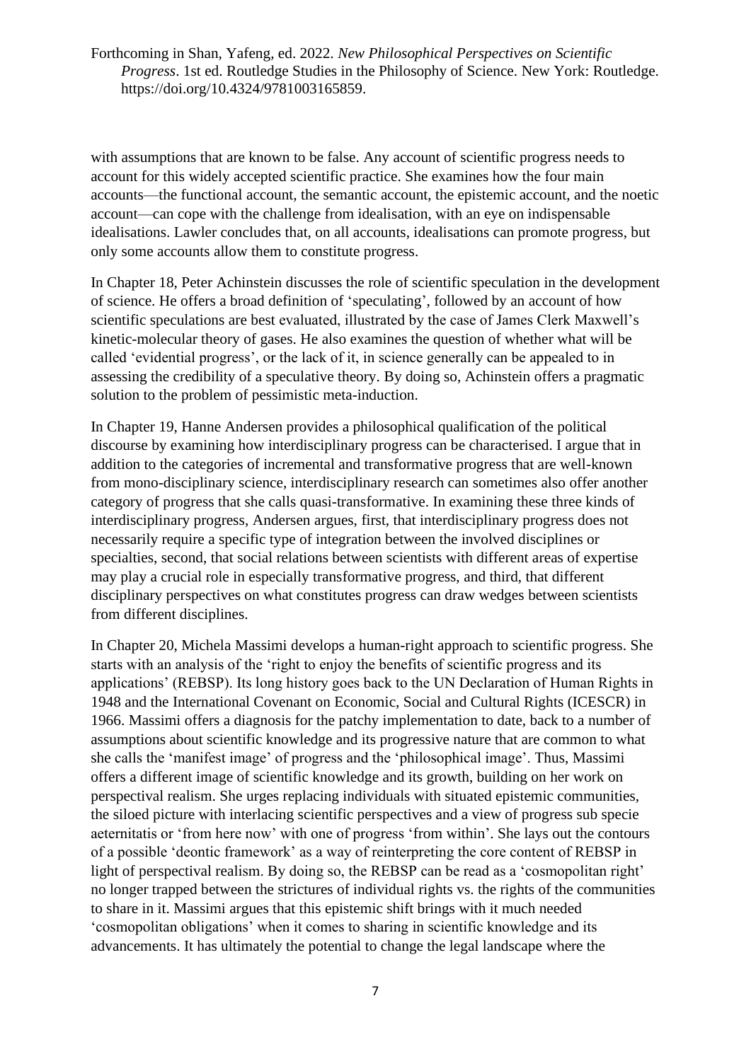with assumptions that are known to be false. Any account of scientific progress needs to account for this widely accepted scientific practice. She examines how the four main accounts—the functional account, the semantic account, the epistemic account, and the noetic account—can cope with the challenge from idealisation, with an eye on indispensable idealisations. Lawler concludes that, on all accounts, idealisations can promote progress, but only some accounts allow them to constitute progress.

In Chapter 18, Peter Achinstein discusses the role of scientific speculation in the development of science. He offers a broad definition of 'speculating', followed by an account of how scientific speculations are best evaluated, illustrated by the case of James Clerk Maxwell's kinetic-molecular theory of gases. He also examines the question of whether what will be called 'evidential progress', or the lack of it, in science generally can be appealed to in assessing the credibility of a speculative theory. By doing so, Achinstein offers a pragmatic solution to the problem of pessimistic meta-induction.

In Chapter 19, Hanne Andersen provides a philosophical qualification of the political discourse by examining how interdisciplinary progress can be characterised. I argue that in addition to the categories of incremental and transformative progress that are well-known from mono-disciplinary science, interdisciplinary research can sometimes also offer another category of progress that she calls quasi-transformative. In examining these three kinds of interdisciplinary progress, Andersen argues, first, that interdisciplinary progress does not necessarily require a specific type of integration between the involved disciplines or specialties, second, that social relations between scientists with different areas of expertise may play a crucial role in especially transformative progress, and third, that different disciplinary perspectives on what constitutes progress can draw wedges between scientists from different disciplines.

In Chapter 20, Michela Massimi develops a human-right approach to scientific progress. She starts with an analysis of the 'right to enjoy the benefits of scientific progress and its applications' (REBSP). Its long history goes back to the UN Declaration of Human Rights in 1948 and the International Covenant on Economic, Social and Cultural Rights (ICESCR) in 1966. Massimi offers a diagnosis for the patchy implementation to date, back to a number of assumptions about scientific knowledge and its progressive nature that are common to what she calls the 'manifest image' of progress and the 'philosophical image'. Thus, Massimi offers a different image of scientific knowledge and its growth, building on her work on perspectival realism. She urges replacing individuals with situated epistemic communities, the siloed picture with interlacing scientific perspectives and a view of progress sub specie aeternitatis or 'from here now' with one of progress 'from within'. She lays out the contours of a possible 'deontic framework' as a way of reinterpreting the core content of REBSP in light of perspectival realism. By doing so, the REBSP can be read as a 'cosmopolitan right' no longer trapped between the strictures of individual rights vs. the rights of the communities to share in it. Massimi argues that this epistemic shift brings with it much needed 'cosmopolitan obligations' when it comes to sharing in scientific knowledge and its advancements. It has ultimately the potential to change the legal landscape where the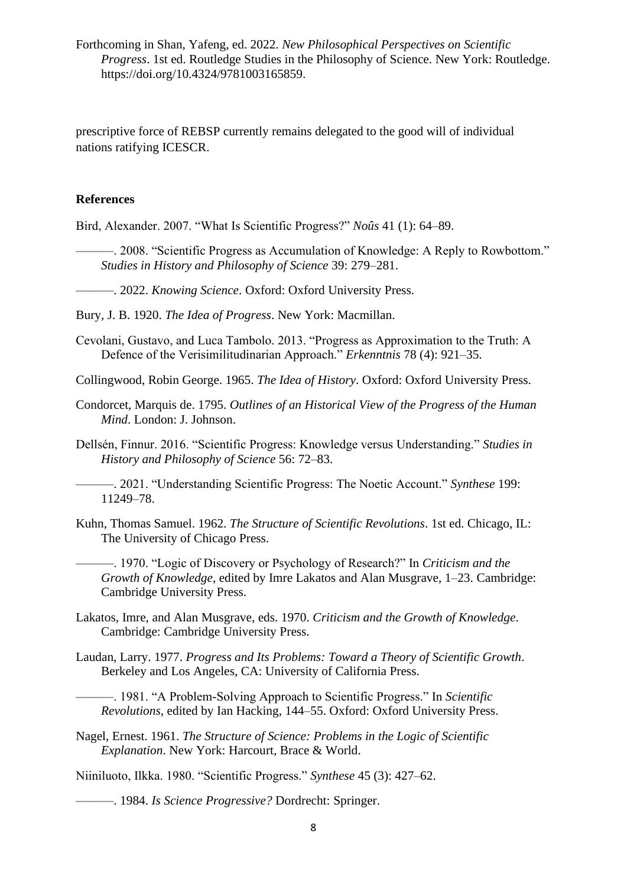Forthcoming in Shan, Yafeng, ed. 2022. *New Philosophical Perspectives on Scientific Progress*. 1st ed. Routledge Studies in the Philosophy of Science. New York: Routledge. https://doi.org/10.4324/9781003165859.

prescriptive force of REBSP currently remains delegated to the good will of individual nations ratifying ICESCR.

## References

Bird, Alexander. 2007. "What Is Scientific Progress?" *Noûs* 41 (1): 64–89.

———. 2008. "Scientific Progress as Accumulation of Knowledge: A Reply to Rowbottom." *Studies in History and Philosophy of Science* 39: 279–281.

———. 2022. *Knowing Science*. Oxford: Oxford University Press.

Bury, J. B. 1920. *The Idea of Progress*. New York: Macmillan.

Cevolani, Gustavo, and Luca Tambolo. 2013. "Progress as Approximation to the Truth: A Defence of the Verisimilitudinarian Approach." *Erkenntnis* 78 (4): 921–35.

Collingwood, Robin George. 1965. *The Idea of History*. Oxford: Oxford University Press.

Condorcet, Marquis de. 1795. *Outlines of an Historical View of the Progress of the Human Mind*. London: J. Johnson.

Dellsén, Finnur. 2016. "Scientific Progress: Knowledge versus Understanding." *Studies in History and Philosophy of Science* 56: 72–83.

———. 2021. "Understanding Scientific Progress: The Noetic Account." *Synthese* 199: 11249–78.

Kuhn, Thomas Samuel. 1962. *The Structure of Scientific Revolutions*. 1st ed. Chicago, IL: The University of Chicago Press.

———. 1970. "Logic of Discovery or Psychology of Research?" In *Criticism and the Growth of Knowledge*, edited by Imre Lakatos and Alan Musgrave, 1–23. Cambridge: Cambridge University Press.

Lakatos, Imre, and Alan Musgrave, eds. 1970. *Criticism and the Growth of Knowledge*. Cambridge: Cambridge University Press.

Laudan, Larry. 1977. *Progress and Its Problems: Toward a Theory of Scientific Growth*. Berkeley and Los Angeles, CA: University of California Press.

———. 1981. "A Problem-Solving Approach to Scientific Progress." In *Scientific Revolutions*, edited by Ian Hacking, 144–55. Oxford: Oxford University Press.

Nagel, Ernest. 1961. *The Structure of Science: Problems in the Logic of Scientific Explanation*. New York: Harcourt, Brace & World.

Niiniluoto, Ilkka. 1980. "Scientific Progress." *Synthese* 45 (3): 427–62.

———. 1984. *Is Science Progressive?* Dordrecht: Springer.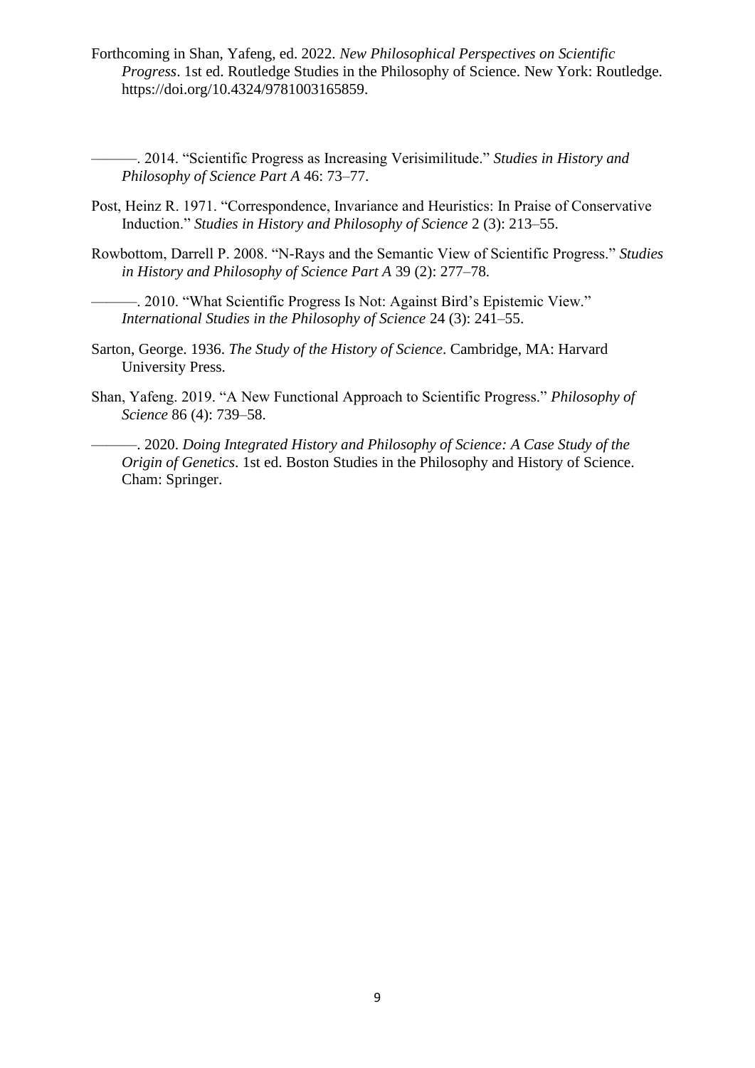Forthcoming in Shan, Yafeng, ed. 2022. *New Philosophical Perspectives on Scientific Progress*. 1st ed. Routledge Studies in the Philosophy of Science. New York: Routledge. https://doi.org/10.4324/9781003165859.

———. 2014. "Scientific Progress as Increasing Verisimilitude." *Studies in History and Philosophy of Science Part A* 46: 73–77.

Post, Heinz R. 1971. "Correspondence, Invariance and Heuristics: In Praise of Conservative Induction." *Studies in History and Philosophy of Science* 2 (3): 213–55.

Rowbottom, Darrell P. 2008. "N-Rays and the Semantic View of Scientific Progress." *Studies in History and Philosophy of Science Part A* 39 (2): 277–78.

———. 2010. "What Scientific Progress Is Not: Against Bird's Epistemic View." *International Studies in the Philosophy of Science* 24 (3): 241–55.

Sarton, George. 1936. *The Study of the History of Science*. Cambridge, MA: Harvard University Press.

Shan, Yafeng. 2019. "A New Functional Approach to Scientific Progress." *Philosophy of Science* 86 (4): 739–58.

———. 2020. *Doing Integrated History and Philosophy of Science: A Case Study of the Origin of Genetics*. 1st ed. Boston Studies in the Philosophy and History of Science. Cham: Springer.